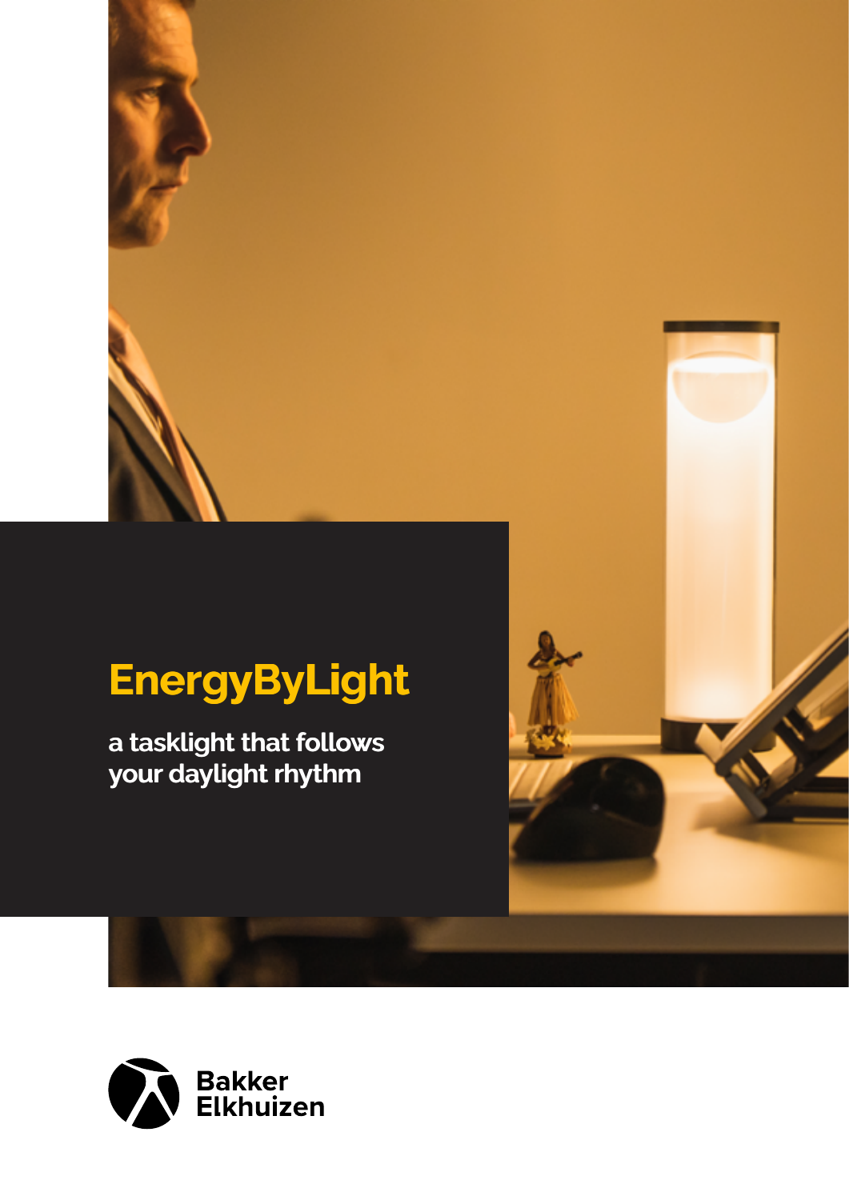# EnergyByLight

**a tasklight that follows your daylight rhythm**

Bakker Elkhuizen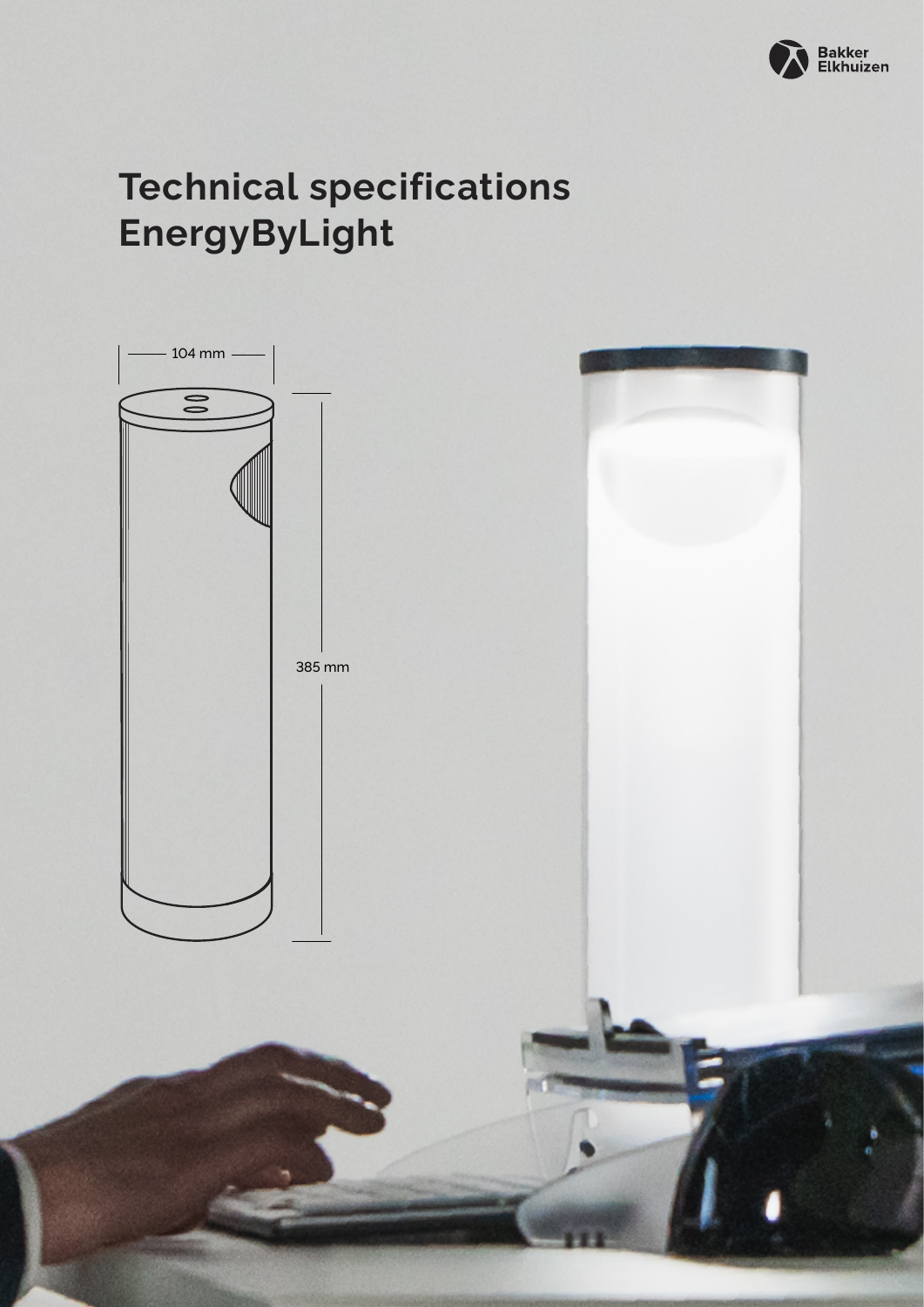# Technical specifications EnergyByLight

104 mm

385 mm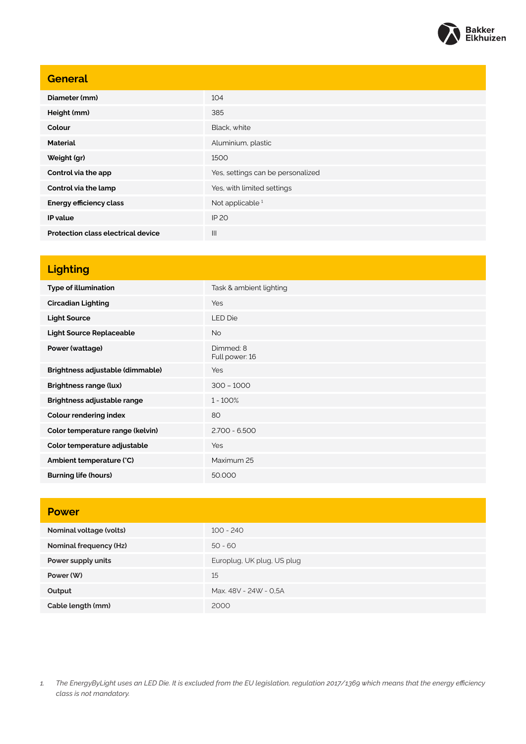## General

| | |
|---|---|
| **Diameter (mm)** | 104 |
| **Height (mm)** | 385 |
| **Colour** | Black, white |
| **Material** | Aluminium, plastic |
| **Weight (gr)** | 1500 |
| **Control via the app** | Yes, settings can be personalized |
| **Control via the lamp** | Yes, with limited settings |
| **Energy efficiency class** | Not applicable [1] |
| **IP value** | IP 20 |
| **Protection class electrical device** | III |

## Lighting

| | |
|---|---|
| **Type of illumination** | Task & ambient lighting |
| **Circadian Lighting** | Yes |
| **Light Source** | LED Die |
| **Light Source Replaceable** | No |
| **Power (wattage)** | Dimmed: 8<br>Full power: 16 |
| **Brightness adjustable (dimmable)** | Yes |
| **Brightness range (lux)** | 300 – 1000 |
| **Brightness adjustable range** | 1 - 100% |
| **Colour rendering index** | 80 |
| **Color temperature range (kelvin)** | 2.700 - 6.500 |
| **Color temperature adjustable** | Yes |
| **Ambient temperature (°C)** | Maximum 25 |
| **Burning life (hours)** | 50.000 |

## Power

| | |
|---|---|
| **Nominal voltage (volts)** | 100 - 240 |
| **Nominal frequency (Hz)** | 50 - 60 |
| **Power supply units** | Europlug, UK plug, US plug |
| **Power (W)** | 15 |
| **Output** | Max. 48V - 24W - 0,5A |
| **Cable length (mm)** | 2000 |

1. *The EnergyByLight uses an LED Die. It is excluded from the EU legislation, regulation 2017/1369 which means that the energy efficiency class is not mandatory.*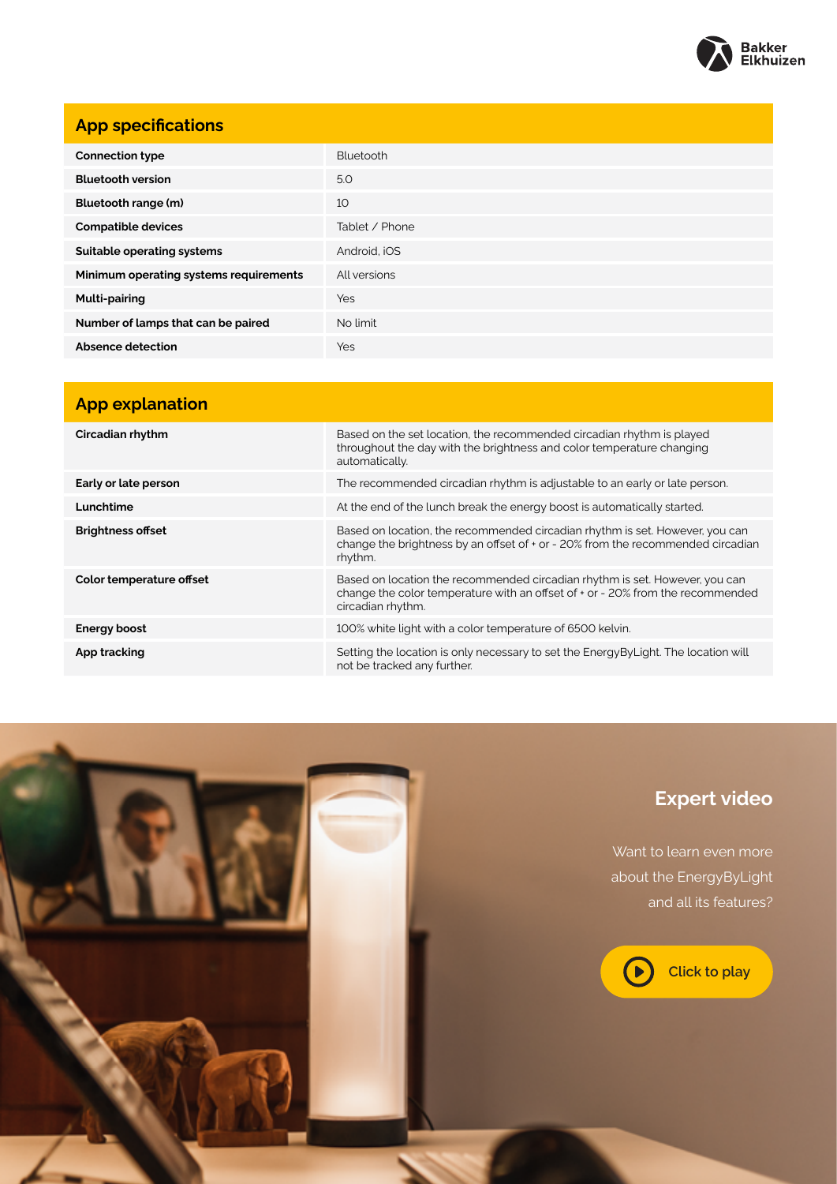## App specifications

| | |
|---|---|
| **Connection type** | Bluetooth |
| **Bluetooth version** | 5.0 |
| **Bluetooth range (m)** | 10 |
| **Compatible devices** | Tablet / Phone |
| **Suitable operating systems** | Android, iOS |
| **Minimum operating systems requirements** | All versions |
| **Multi-pairing** | Yes |
| **Number of lamps that can be paired** | No limit |
| **Absence detection** | Yes |

## App explanation

| | |
|---|---|
| **Circadian rhythm** | Based on the set location, the recommended circadian rhythm is played throughout the day with the brightness and color temperature changing automatically. |
| **Early or late person** | The recommended circadian rhythm is adjustable to an early or late person. |
| **Lunchtime** | At the end of the lunch break the energy boost is automatically started. |
| **Brightness offset** | Based on location, the recommended circadian rhythm is set. However, you can change the brightness by an offset of + or - 20% from the recommended circadian rhythm. |
| **Color temperature offset** | Based on location the recommended circadian rhythm is set. However, you can change the color temperature with an offset of + or - 20% from the recommended circadian rhythm. |
| **Energy boost** | 100% white light with a color temperature of 6500 kelvin. |
| **App tracking** | Setting the location is only necessary to set the EnergyByLight. The location will not be tracked any further. |

## Expert video

Want to learn even more about the EnergyByLight and all its features?

Click to play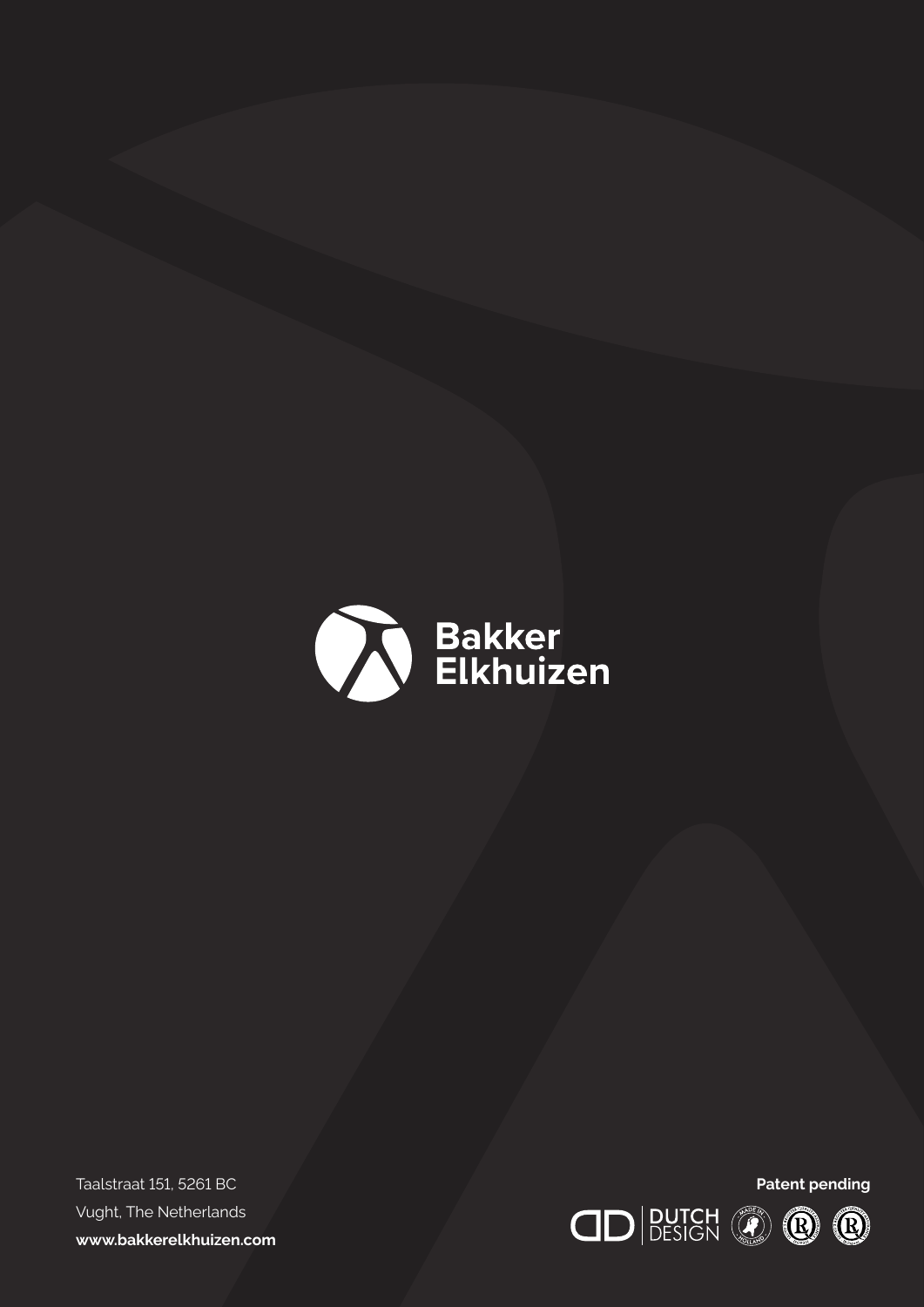Bakker Elkhuizen

Taalstraat 151, 5261 BC
Vught, The Netherlands
**www.bakkerelkhuizen.com**

**Patent pending**

DUTCH DESIGN